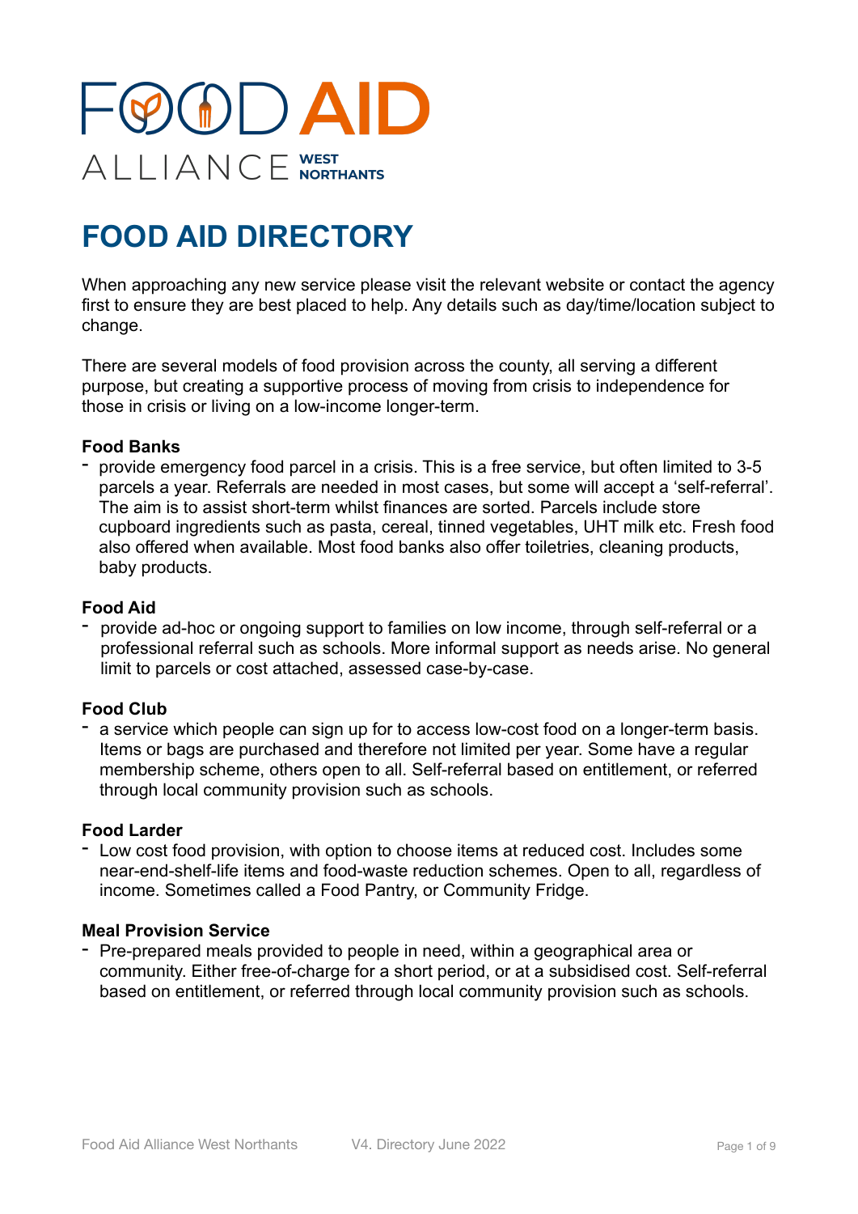FOOD AID ALLIANCE WEST NORTHANTS

# FOOD AID DIRECTORY

When approaching any new service please visit the relevant website or contact the agency first to ensure they are best placed to help. Any details such as day/time/location subject to change.

There are several models of food provision across the county, all serving a different purpose, but creating a supportive process of moving from crisis to independence for those in crisis or living on a low-income longer-term.

**Food Banks**

- provide emergency food parcel in a crisis. This is a free service, but often limited to 3-5 parcels a year. Referrals are needed in most cases, but some will accept a 'self-referral'. The aim is to assist short-term whilst finances are sorted. Parcels include store cupboard ingredients such as pasta, cereal, tinned vegetables, UHT milk etc. Fresh food also offered when available. Most food banks also offer toiletries, cleaning products, baby products.

**Food Aid**

- provide ad-hoc or ongoing support to families on low income, through self-referral or a professional referral such as schools. More informal support as needs arise. No general limit to parcels or cost attached, assessed case-by-case.

**Food Club**

- a service which people can sign up for to access low-cost food on a longer-term basis. Items or bags are purchased and therefore not limited per year. Some have a regular membership scheme, others open to all. Self-referral based on entitlement, or referred through local community provision such as schools.

**Food Larder**

- Low cost food provision, with option to choose items at reduced cost. Includes some near-end-shelf-life items and food-waste reduction schemes. Open to all, regardless of income. Sometimes called a Food Pantry, or Community Fridge.

**Meal Provision Service**

- Pre-prepared meals provided to people in need, within a geographical area or community. Either free-of-charge for a short period, or at a subsidised cost. Self-referral based on entitlement, or referred through local community provision such as schools.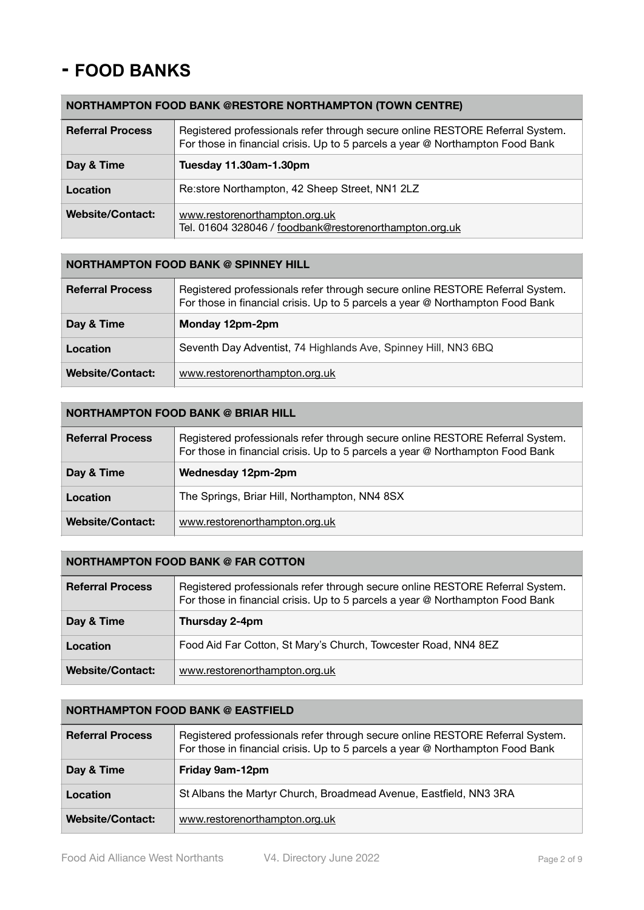# - FOOD BANKS

| NORTHAMPTON FOOD BANK @RESTORE NORTHAMPTON (TOWN CENTRE) | |
|---|---|
| **Referral Process** | Registered professionals refer through secure online RESTORE Referral System. For those in financial crisis. Up to 5 parcels a year @ Northampton Food Bank |
| **Day & Time** | **Tuesday 11.30am-1.30pm** |
| **Location** | Re:store Northampton, 42 Sheep Street, NN1 2LZ |
| **Website/Contact:** | www.restorenorthampton.org.uk<br>Tel. 01604 328046 / foodbank@restorenorthampton.org.uk |

| NORTHAMPTON FOOD BANK @ SPINNEY HILL | |
|---|---|
| **Referral Process** | Registered professionals refer through secure online RESTORE Referral System. For those in financial crisis. Up to 5 parcels a year @ Northampton Food Bank |
| **Day & Time** | **Monday 12pm-2pm** |
| **Location** | Seventh Day Adventist, 74 Highlands Ave, Spinney Hill, NN3 6BQ |
| **Website/Contact:** | www.restorenorthampton.org.uk |

| NORTHAMPTON FOOD BANK @ BRIAR HILL | |
|---|---|
| **Referral Process** | Registered professionals refer through secure online RESTORE Referral System. For those in financial crisis. Up to 5 parcels a year @ Northampton Food Bank |
| **Day & Time** | **Wednesday 12pm-2pm** |
| **Location** | The Springs, Briar Hill, Northampton, NN4 8SX |
| **Website/Contact:** | www.restorenorthampton.org.uk |

| NORTHAMPTON FOOD BANK @ FAR COTTON | |
|---|---|
| **Referral Process** | Registered professionals refer through secure online RESTORE Referral System. For those in financial crisis. Up to 5 parcels a year @ Northampton Food Bank |
| **Day & Time** | **Thursday 2-4pm** |
| **Location** | Food Aid Far Cotton, St Mary's Church, Towcester Road, NN4 8EZ |
| **Website/Contact:** | www.restorenorthampton.org.uk |

| NORTHAMPTON FOOD BANK @ EASTFIELD | |
|---|---|
| **Referral Process** | Registered professionals refer through secure online RESTORE Referral System. For those in financial crisis. Up to 5 parcels a year @ Northampton Food Bank |
| **Day & Time** | **Friday 9am-12pm** |
| **Location** | St Albans the Martyr Church, Broadmead Avenue, Eastfield, NN3 3RA |
| **Website/Contact:** | www.restorenorthampton.org.uk |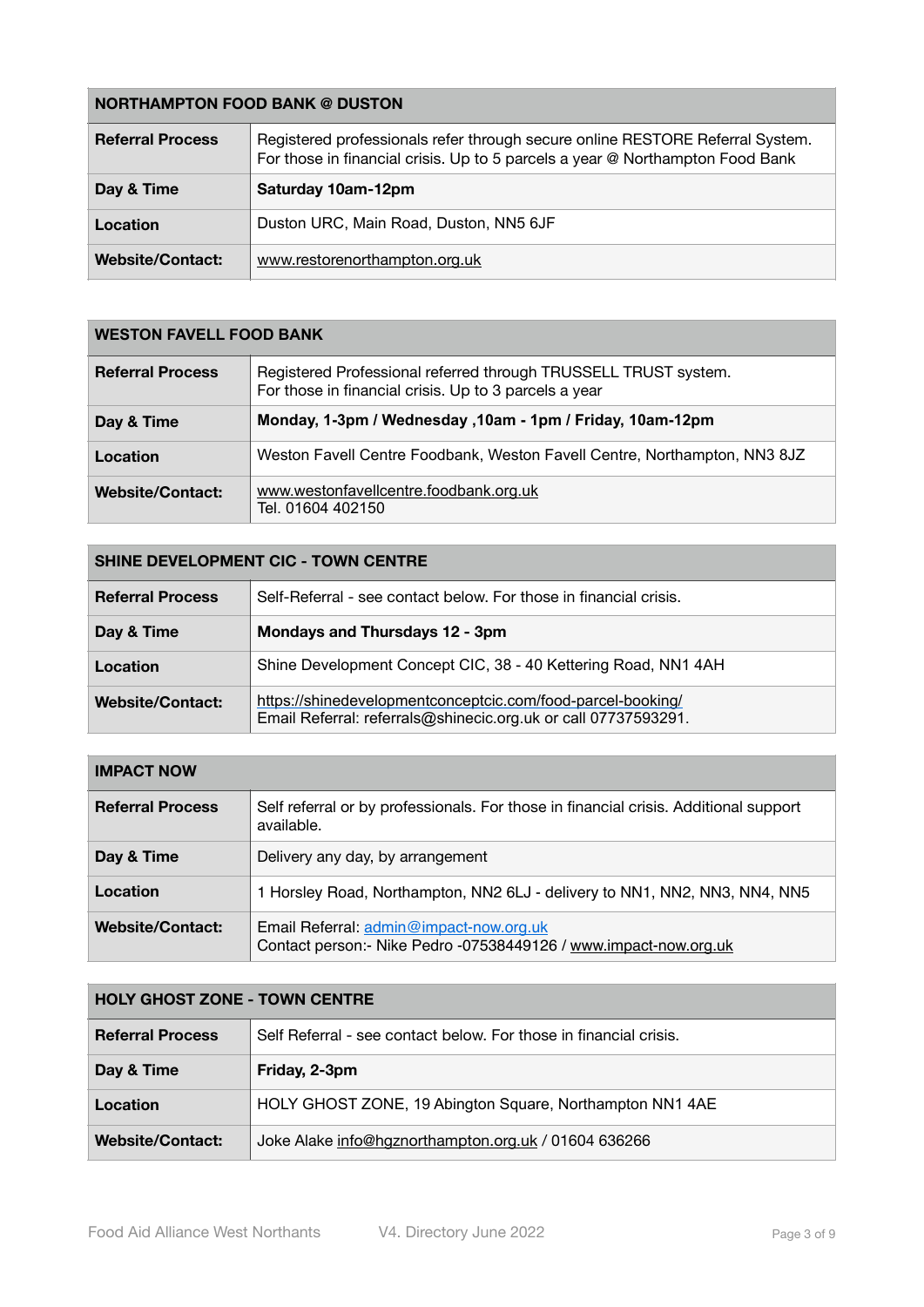| NORTHAMPTON FOOD BANK @ DUSTON | |
|---|---|
| **Referral Process** | Registered professionals refer through secure online RESTORE Referral System. For those in financial crisis. Up to 5 parcels a year @ Northampton Food Bank |
| **Day & Time** | **Saturday 10am-12pm** |
| **Location** | Duston URC, Main Road, Duston, NN5 6JF |
| **Website/Contact:** | www.restorenorthampton.org.uk |

| WESTON FAVELL FOOD BANK | |
|---|---|
| **Referral Process** | Registered Professional referred through TRUSSELL TRUST system. For those in financial crisis. Up to 3 parcels a year |
| **Day & Time** | **Monday, 1-3pm / Wednesday ,10am - 1pm / Friday, 10am-12pm** |
| **Location** | Weston Favell Centre Foodbank, Weston Favell Centre, Northampton, NN3 8JZ |
| **Website/Contact:** | www.westonfavellcentre.foodbank.org.uk<br>Tel. 01604 402150 |

| SHINE DEVELOPMENT CIC - TOWN CENTRE | |
|---|---|
| **Referral Process** | Self-Referral - see contact below. For those in financial crisis. |
| **Day & Time** | **Mondays and Thursdays 12 - 3pm** |
| **Location** | Shine Development Concept CIC, 38 - 40 Kettering Road, NN1 4AH |
| **Website/Contact:** | https://shinedevelopmentconceptcic.com/food-parcel-booking/<br>Email Referral: referrals@shinecic.org.uk or call 07737593291. |

| IMPACT NOW | |
|---|---|
| **Referral Process** | Self referral or by professionals. For those in financial crisis. Additional support available. |
| **Day & Time** | Delivery any day, by arrangement |
| **Location** | 1 Horsley Road, Northampton, NN2 6LJ - delivery to NN1, NN2, NN3, NN4, NN5 |
| **Website/Contact:** | Email Referral: admin@impact-now.org.uk<br>Contact person:- Nike Pedro -07538449126 / www.impact-now.org.uk |

| HOLY GHOST ZONE - TOWN CENTRE | |
|---|---|
| **Referral Process** | Self Referral - see contact below. For those in financial crisis. |
| **Day & Time** | **Friday, 2-3pm** |
| **Location** | HOLY GHOST ZONE, 19 Abington Square, Northampton NN1 4AE |
| **Website/Contact:** | Joke Alake info@hgznorthampton.org.uk / 01604 636266 |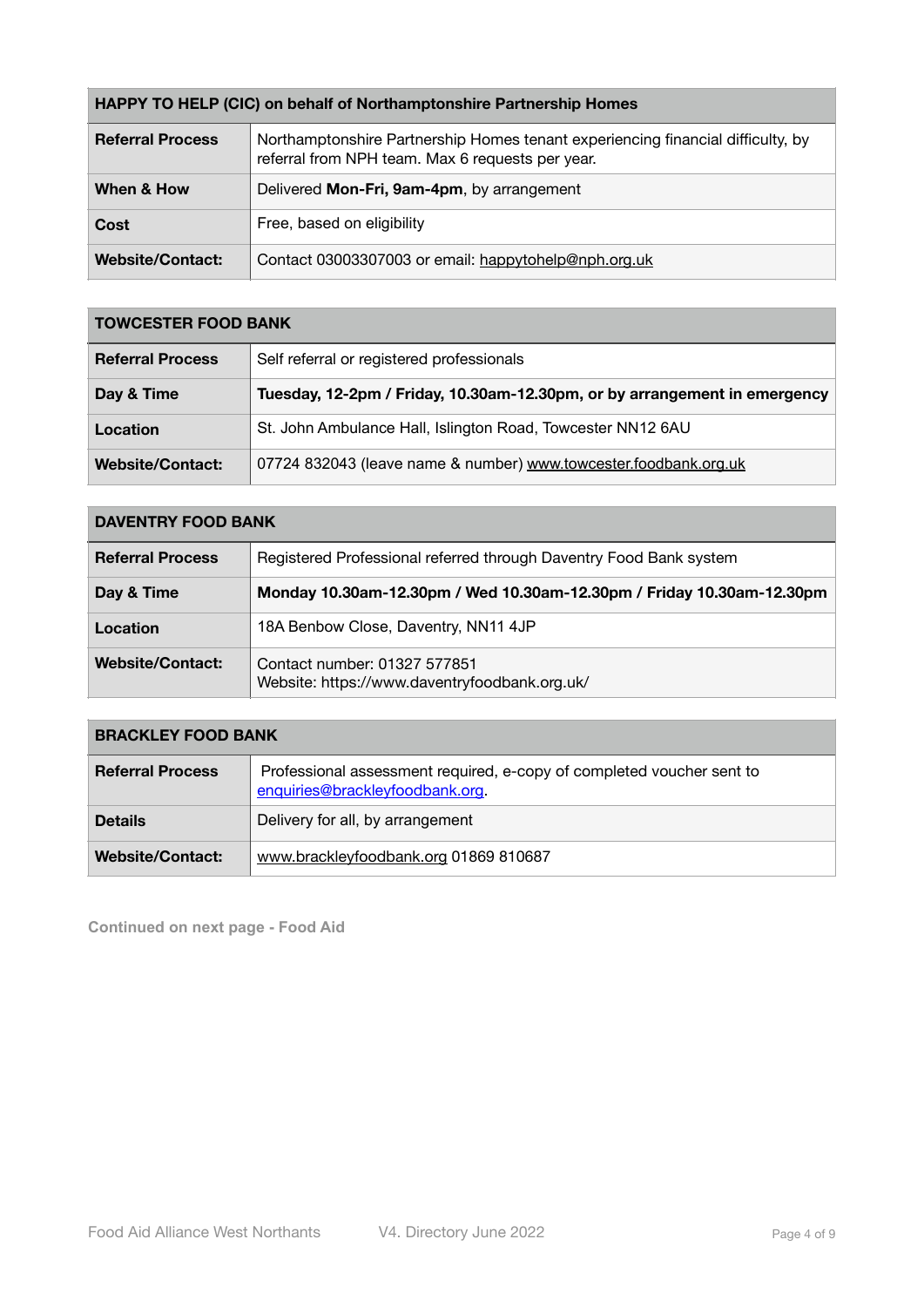| **HAPPY TO HELP (CIC) on behalf of Northamptonshire Partnership Homes** | |
|---|---|
| **Referral Process** | Northamptonshire Partnership Homes tenant experiencing financial difficulty, by referral from NPH team. Max 6 requests per year. |
| **When & How** | Delivered **Mon-Fri, 9am-4pm**, by arrangement |
| **Cost** | Free, based on eligibility |
| **Website/Contact:** | Contact 03003307003 or email: happytohelp@nph.org.uk |

| **TOWCESTER FOOD BANK** | |
|---|---|
| **Referral Process** | Self referral or registered professionals |
| **Day & Time** | **Tuesday, 12-2pm / Friday, 10.30am-12.30pm, or by arrangement in emergency** |
| **Location** | St. John Ambulance Hall, Islington Road, Towcester NN12 6AU |
| **Website/Contact:** | 07724 832043 (leave name & number) www.towcester.foodbank.org.uk |

| **DAVENTRY FOOD BANK** | |
|---|---|
| **Referral Process** | Registered Professional referred through Daventry Food Bank system |
| **Day & Time** | **Monday 10.30am-12.30pm / Wed 10.30am-12.30pm / Friday 10.30am-12.30pm** |
| **Location** | 18A Benbow Close, Daventry, NN11 4JP |
| **Website/Contact:** | Contact number: 01327 577851<br>Website: https://www.daventryfoodbank.org.uk/ |

| **BRACKLEY FOOD BANK** | |
|---|---|
| **Referral Process** | Professional assessment required, e-copy of completed voucher sent to enquiries@brackleyfoodbank.org. |
| **Details** | Delivery for all, by arrangement |
| **Website/Contact:** | www.brackleyfoodbank.org 01869 810687 |

**Continued on next page - Food Aid**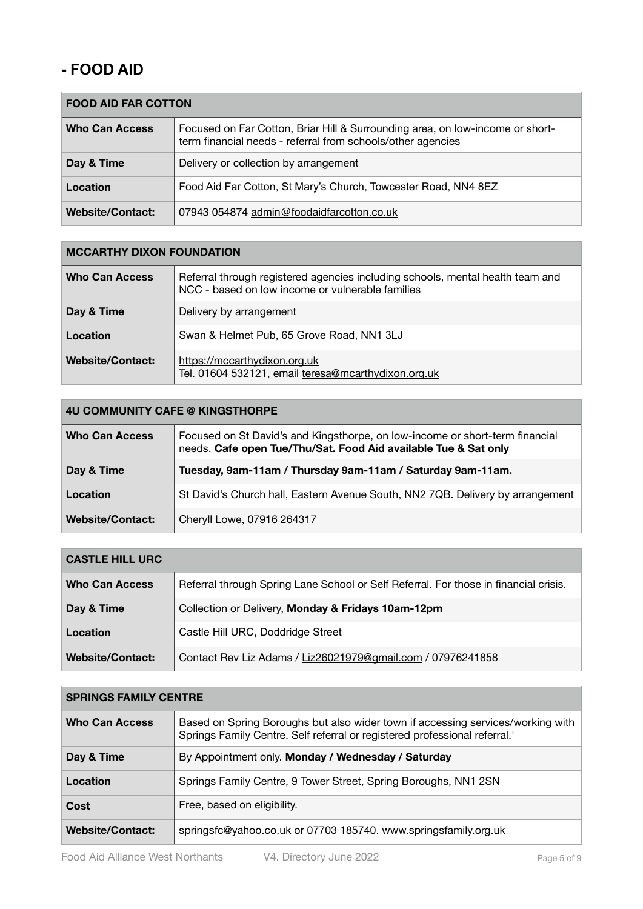# - FOOD AID

| FOOD AID FAR COTTON | |
|---|---|
| **Who Can Access** | Focused on Far Cotton, Briar Hill & Surrounding area, on low-income or short-term financial needs - referral from schools/other agencies |
| **Day & Time** | Delivery or collection by arrangement |
| **Location** | Food Aid Far Cotton, St Mary's Church, Towcester Road, NN4 8EZ |
| **Website/Contact:** | 07943 054874 admin@foodaidfarcotton.co.uk |

| MCCARTHY DIXON FOUNDATION | |
|---|---|
| **Who Can Access** | Referral through registered agencies including schools, mental health team and NCC - based on low income or vulnerable families |
| **Day & Time** | Delivery by arrangement |
| **Location** | Swan & Helmet Pub, 65 Grove Road, NN1 3LJ |
| **Website/Contact:** | https://mccarthydixon.org.uk<br>Tel. 01604 532121, email teresa@mcarthydixon.org.uk |

| 4U COMMUNITY CAFE @ KINGSTHORPE | |
|---|---|
| **Who Can Access** | Focused on St David's and Kingsthorpe, on low-income or short-term financial needs. **Cafe open Tue/Thu/Sat. Food Aid available Tue & Sat only** |
| **Day & Time** | **Tuesday, 9am-11am / Thursday 9am-11am / Saturday 9am-11am.** |
| **Location** | St David's Church hall, Eastern Avenue South, NN2 7QB. Delivery by arrangement |
| **Website/Contact:** | Cheryll Lowe, 07916 264317 |

| CASTLE HILL URC | |
|---|---|
| **Who Can Access** | Referral through Spring Lane School or Self Referral. For those in financial crisis. |
| **Day & Time** | Collection or Delivery, **Monday & Fridays 10am-12pm** |
| **Location** | Castle Hill URC, Doddridge Street |
| **Website/Contact:** | Contact Rev Liz Adams / Liz26021979@gmail.com / 07976241858 |

| SPRINGS FAMILY CENTRE | |
|---|---|
| **Who Can Access** | Based on Spring Boroughs but also wider town if accessing services/working with Springs Family Centre. Self referral or registered professional referral.' |
| **Day & Time** | By Appointment only. **Monday / Wednesday / Saturday** |
| **Location** | Springs Family Centre, 9 Tower Street, Spring Boroughs, NN1 2SN |
| **Cost** | Free, based on eligibility. |
| **Website/Contact:** | springsfc@yahoo.co.uk or 07703 185740. www.springsfamily.org.uk |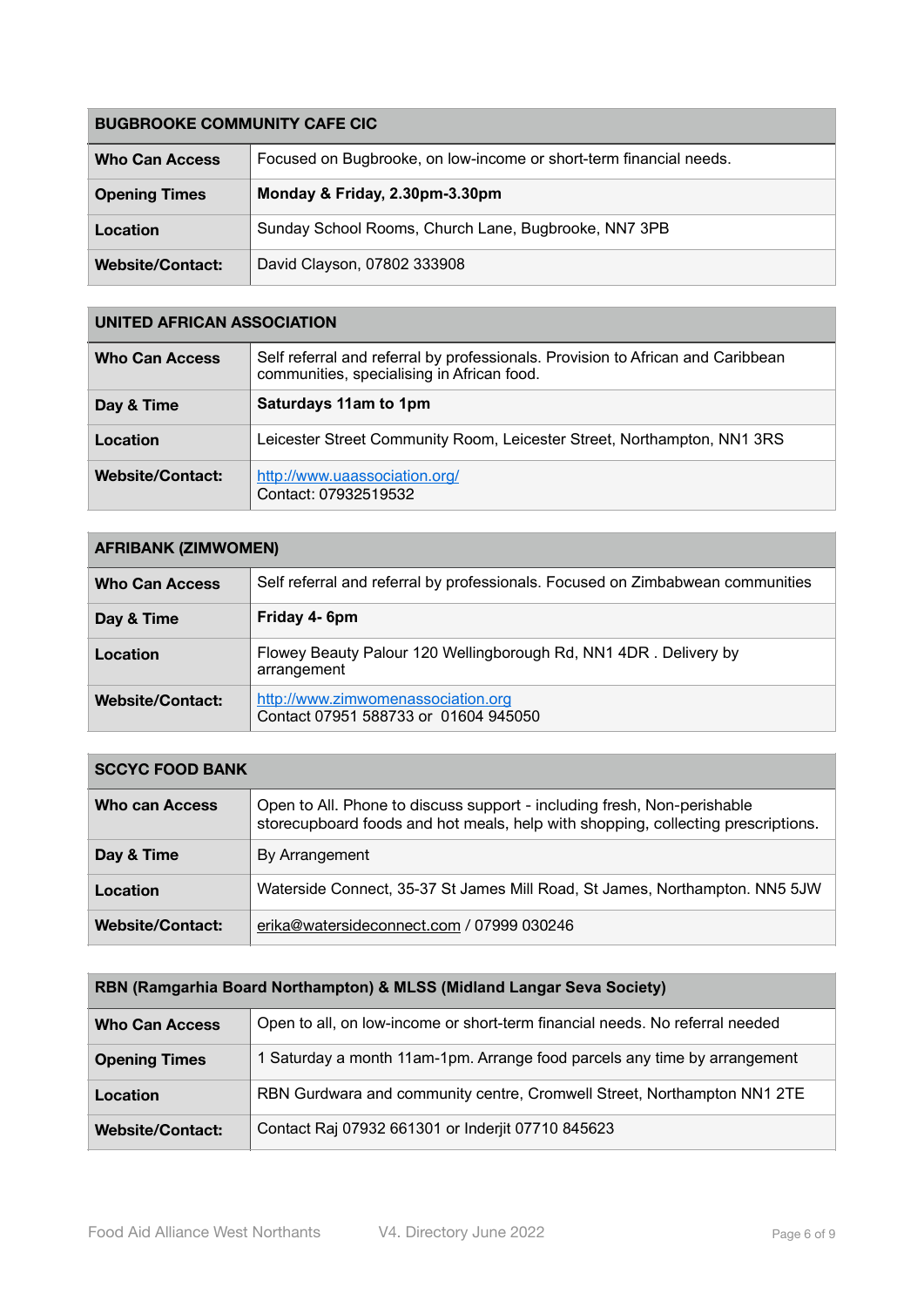| BUGBROOKE COMMUNITY CAFE CIC | |
|---|---|
| **Who Can Access** | Focused on Bugbrooke, on low-income or short-term financial needs. |
| **Opening Times** | **Monday & Friday, 2.30pm-3.30pm** |
| **Location** | Sunday School Rooms, Church Lane, Bugbrooke, NN7 3PB |
| **Website/Contact:** | David Clayson, 07802 333908 |

| UNITED AFRICAN ASSOCIATION | |
|---|---|
| **Who Can Access** | Self referral and referral by professionals. Provision to African and Caribbean communities, specialising in African food. |
| **Day & Time** | **Saturdays 11am to 1pm** |
| **Location** | Leicester Street Community Room, Leicester Street, Northampton, NN1 3RS |
| **Website/Contact:** | http://www.uaassociation.org/ Contact: 07932519532 |

| AFRIBANK (ZIMWOMEN) | |
|---|---|
| **Who Can Access** | Self referral and referral by professionals. Focused on Zimbabwean communities |
| **Day & Time** | **Friday 4- 6pm** |
| **Location** | Flowey Beauty Palour 120 Wellingborough Rd, NN1 4DR . Delivery by arrangement |
| **Website/Contact:** | http://www.zimwomenassociation.org Contact 07951 588733 or 01604 945050 |

| SCCYC FOOD BANK | |
|---|---|
| **Who can Access** | Open to All. Phone to discuss support - including fresh, Non-perishable storecupboard foods and hot meals, help with shopping, collecting prescriptions. |
| **Day & Time** | By Arrangement |
| **Location** | Waterside Connect, 35-37 St James Mill Road, St James, Northampton. NN5 5JW |
| **Website/Contact:** | erika@watersideconnect.com / 07999 030246 |

| RBN (Ramgarhia Board Northampton) & MLSS (Midland Langar Seva Society) | |
|---|---|
| **Who Can Access** | Open to all, on low-income or short-term financial needs. No referral needed |
| **Opening Times** | 1 Saturday a month 11am-1pm. Arrange food parcels any time by arrangement |
| **Location** | RBN Gurdwara and community centre, Cromwell Street, Northampton NN1 2TE |
| **Website/Contact:** | Contact Raj 07932 661301 or Inderjit 07710 845623 |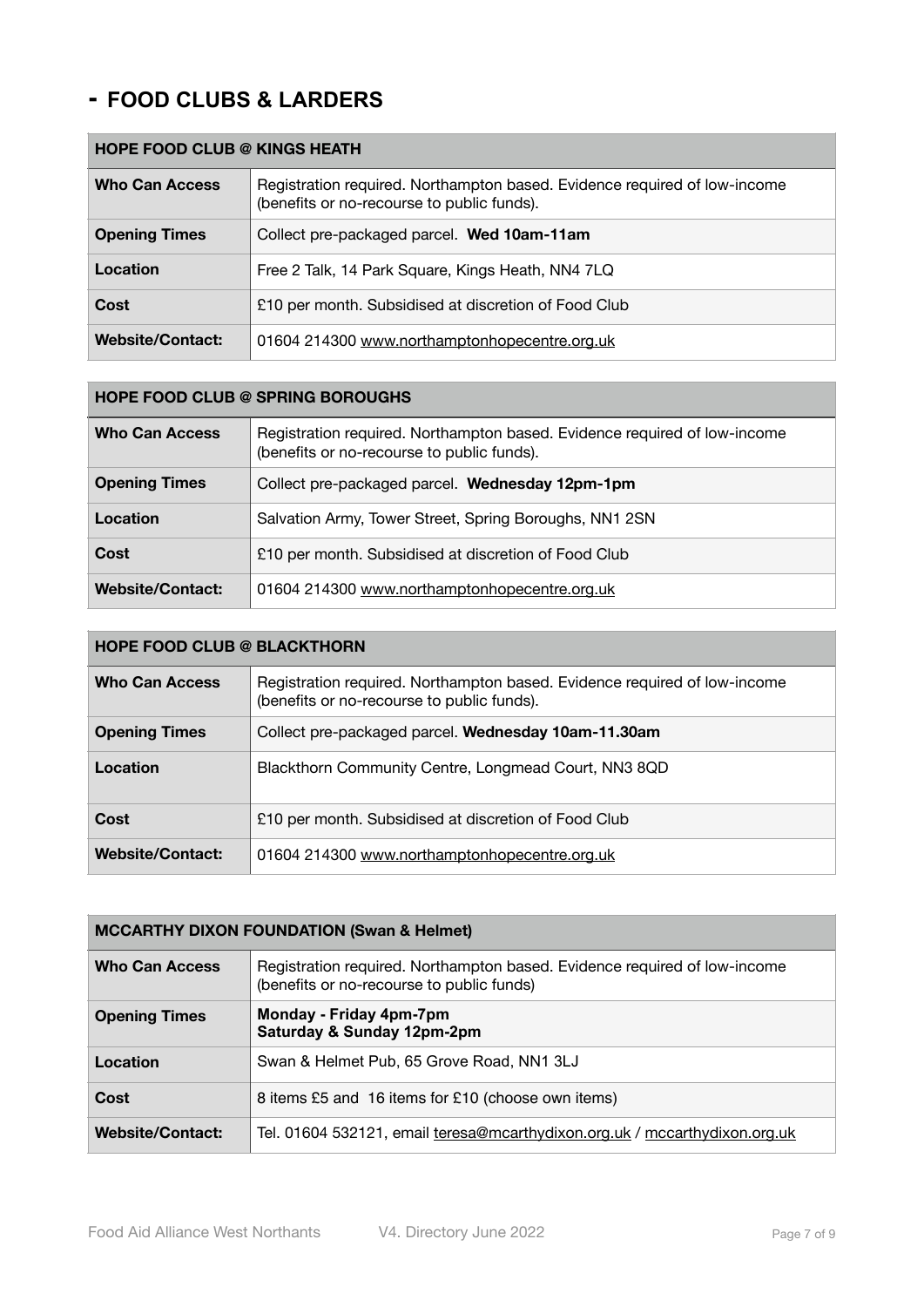# - FOOD CLUBS & LARDERS

| HOPE FOOD CLUB @ KINGS HEATH | |
|---|---|
| **Who Can Access** | Registration required. Northampton based. Evidence required of low-income (benefits or no-recourse to public funds). |
| **Opening Times** | Collect pre-packaged parcel. **Wed 10am-11am** |
| **Location** | Free 2 Talk, 14 Park Square, Kings Heath, NN4 7LQ |
| **Cost** | £10 per month. Subsidised at discretion of Food Club |
| **Website/Contact:** | 01604 214300 www.northamptonhopecentre.org.uk |

| HOPE FOOD CLUB @ SPRING BOROUGHS | |
|---|---|
| **Who Can Access** | Registration required. Northampton based. Evidence required of low-income (benefits or no-recourse to public funds). |
| **Opening Times** | Collect pre-packaged parcel. **Wednesday 12pm-1pm** |
| **Location** | Salvation Army, Tower Street, Spring Boroughs, NN1 2SN |
| **Cost** | £10 per month. Subsidised at discretion of Food Club |
| **Website/Contact:** | 01604 214300 www.northamptonhopecentre.org.uk |

| HOPE FOOD CLUB @ BLACKTHORN | |
|---|---|
| **Who Can Access** | Registration required. Northampton based. Evidence required of low-income (benefits or no-recourse to public funds). |
| **Opening Times** | Collect pre-packaged parcel. **Wednesday 10am-11.30am** |
| **Location** | Blackthorn Community Centre, Longmead Court, NN3 8QD |
| **Cost** | £10 per month. Subsidised at discretion of Food Club |
| **Website/Contact:** | 01604 214300 www.northamptonhopecentre.org.uk |

| MCCARTHY DIXON FOUNDATION (Swan & Helmet) | |
|---|---|
| **Who Can Access** | Registration required. Northampton based. Evidence required of low-income (benefits or no-recourse to public funds) |
| **Opening Times** | **Monday - Friday 4pm-7pm**<br>**Saturday & Sunday 12pm-2pm** |
| **Location** | Swan & Helmet Pub, 65 Grove Road, NN1 3LJ |
| **Cost** | 8 items £5 and 16 items for £10 (choose own items) |
| **Website/Contact:** | Tel. 01604 532121, email teresa@mcarthydixon.org.uk / mccarthydixon.org.uk |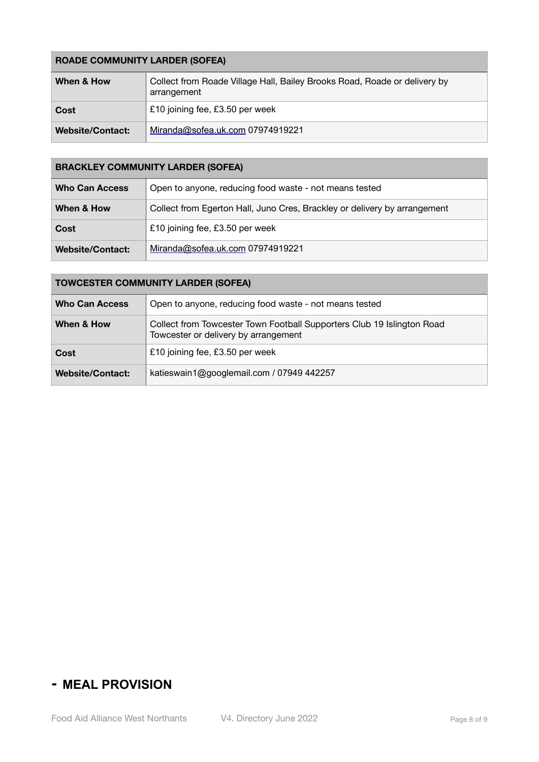| ROADE COMMUNITY LARDER (SOFEA) | |
|---|---|
| **When & How** | Collect from Roade Village Hall, Bailey Brooks Road, Roade or delivery by arrangement |
| **Cost** | £10 joining fee, £3.50 per week |
| **Website/Contact:** | Miranda@sofea.uk.com 07974919221 |

| BRACKLEY COMMUNITY LARDER (SOFEA) | |
|---|---|
| **Who Can Access** | Open to anyone, reducing food waste - not means tested |
| **When & How** | Collect from Egerton Hall, Juno Cres, Brackley or delivery by arrangement |
| **Cost** | £10 joining fee, £3.50 per week |
| **Website/Contact:** | Miranda@sofea.uk.com 07974919221 |

| TOWCESTER COMMUNITY LARDER (SOFEA) | |
|---|---|
| **Who Can Access** | Open to anyone, reducing food waste - not means tested |
| **When & How** | Collect from Towcester Town Football Supporters Club 19 Islington Road Towcester or delivery by arrangement |
| **Cost** | £10 joining fee, £3.50 per week |
| **Website/Contact:** | katieswain1@googlemail.com / 07949 442257 |

## - MEAL PROVISION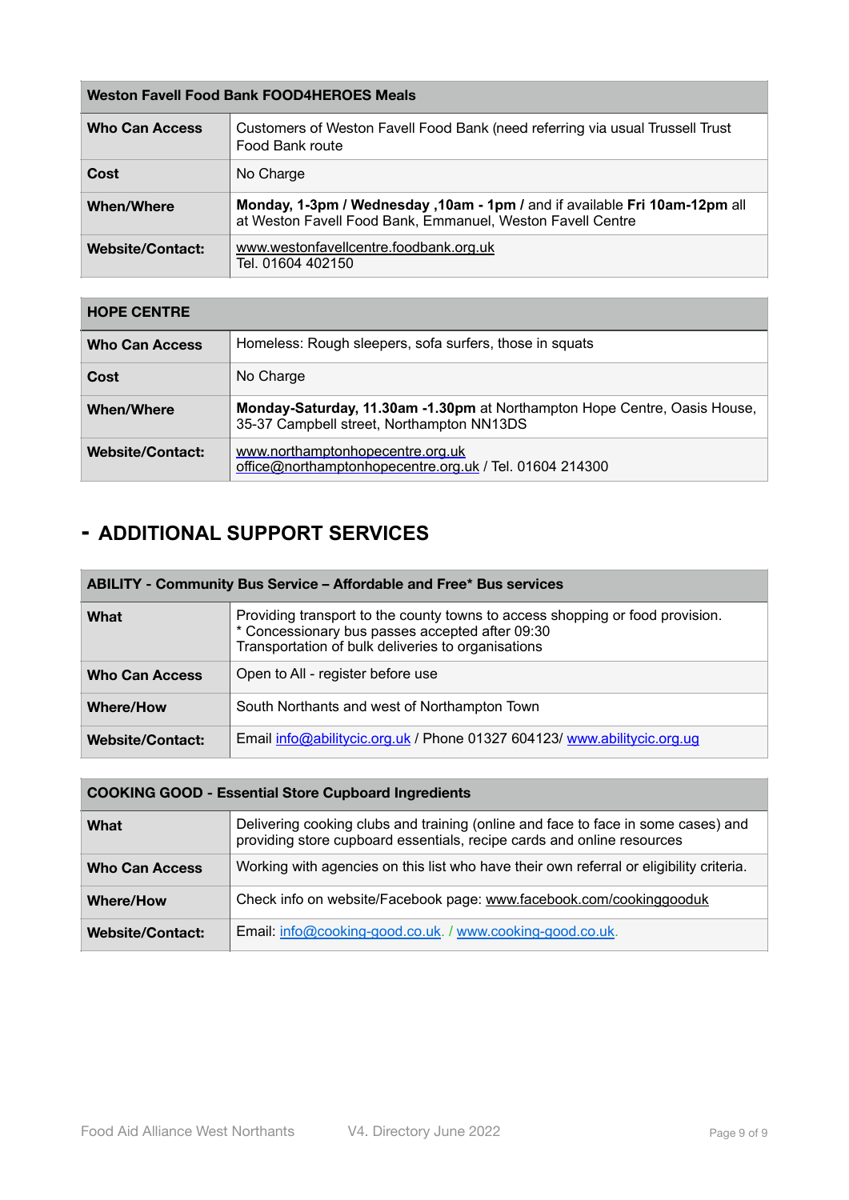| Weston Favell Food Bank FOOD4HEROES Meals | |
|---|---|
| **Who Can Access** | Customers of Weston Favell Food Bank (need referring via usual Trussell Trust Food Bank route |
| **Cost** | No Charge |
| **When/Where** | **Monday, 1-3pm / Wednesday ,10am - 1pm /** and if available **Fri 10am-12pm** all at Weston Favell Food Bank, Emmanuel, Weston Favell Centre |
| **Website/Contact:** | www.westonfavellcentre.foodbank.org.uk<br>Tel. 01604 402150 |

| HOPE CENTRE | |
|---|---|
| **Who Can Access** | Homeless: Rough sleepers, sofa surfers, those in squats |
| **Cost** | No Charge |
| **When/Where** | **Monday-Saturday, 11.30am -1.30pm** at Northampton Hope Centre, Oasis House, 35-37 Campbell street, Northampton NN13DS |
| **Website/Contact:** | www.northamptonhopecentre.org.uk<br>office@northamptonhopecentre.org.uk / Tel. 01604 214300 |

## - ADDITIONAL SUPPORT SERVICES

| ABILITY - Community Bus Service – Affordable and Free* Bus services | |
|---|---|
| **What** | Providing transport to the county towns to access shopping or food provision.<br>* Concessionary bus passes accepted after 09:30<br>Transportation of bulk deliveries to organisations |
| **Who Can Access** | Open to All - register before use |
| **Where/How** | South Northants and west of Northampton Town |
| **Website/Contact:** | Email info@abilitycic.org.uk / Phone 01327 604123/ www.abilitycic.org.ug |

| COOKING GOOD - Essential Store Cupboard Ingredients | |
|---|---|
| **What** | Delivering cooking clubs and training (online and face to face in some cases) and providing store cupboard essentials, recipe cards and online resources |
| **Who Can Access** | Working with agencies on this list who have their own referral or eligibility criteria. |
| **Where/How** | Check info on website/Facebook page: www.facebook.com/cookinggooduk |
| **Website/Contact:** | Email: info@cooking-good.co.uk. / www.cooking-good.co.uk. |